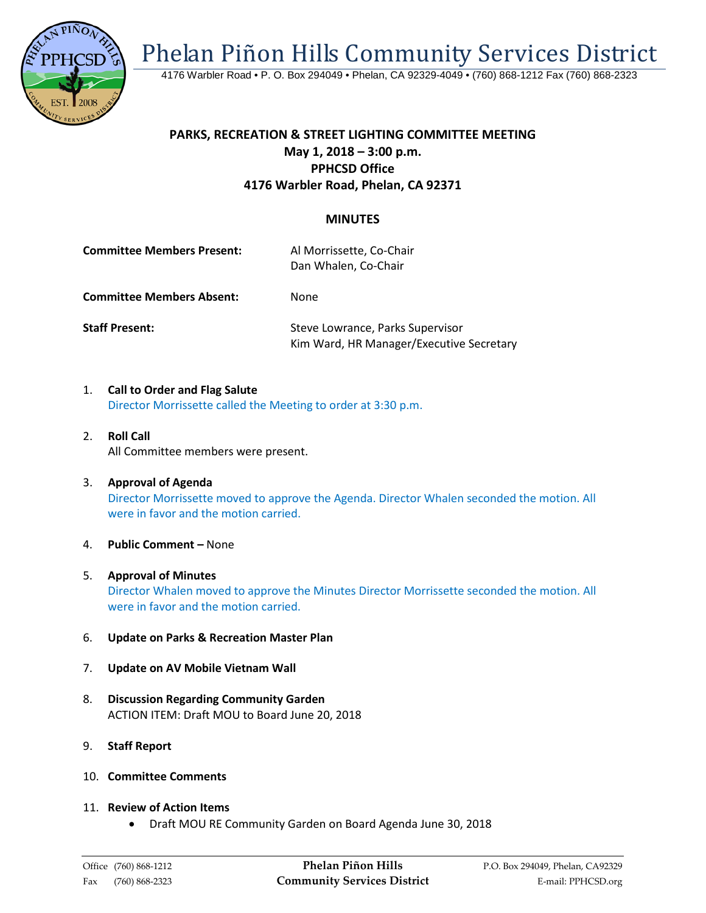# Phelan Piñon Hills Community Services District

4176 Warbler Road • P. O. Box 294049 • Phelan, CA 92329-4049 • (760) 868-1212 Fax (760) 868-2323

**PARKS, RECREATION & STREET LIGHTING COMMITTEE MEETING**
**May 1, 2018 – 3:00 p.m.**
**PPHCSD Office**
**4176 Warbler Road, Phelan, CA 92371**

## MINUTES

**Committee Members Present:** Al Morrissette, Co-Chair
Dan Whalen, Co-Chair

**Committee Members Absent:** None

**Staff Present:** Steve Lowrance, Parks Supervisor
Kim Ward, HR Manager/Executive Secretary

1. **Call to Order and Flag Salute**
   Director Morrissette called the Meeting to order at 3:30 p.m.

2. **Roll Call**
   All Committee members were present.

3. **Approval of Agenda**
   Director Morrissette moved to approve the Agenda. Director Whalen seconded the motion. All were in favor and the motion carried.

4. **Public Comment –** None

5. **Approval of Minutes**
   Director Whalen moved to approve the Minutes Director Morrissette seconded the motion. All were in favor and the motion carried.

6. **Update on Parks & Recreation Master Plan**

7. **Update on AV Mobile Vietnam Wall**

8. **Discussion Regarding Community Garden**
   ACTION ITEM: Draft MOU to Board June 20, 2018

9. **Staff Report**

10. **Committee Comments**

11. **Review of Action Items**
    - Draft MOU RE Community Garden on Board Agenda June 30, 2018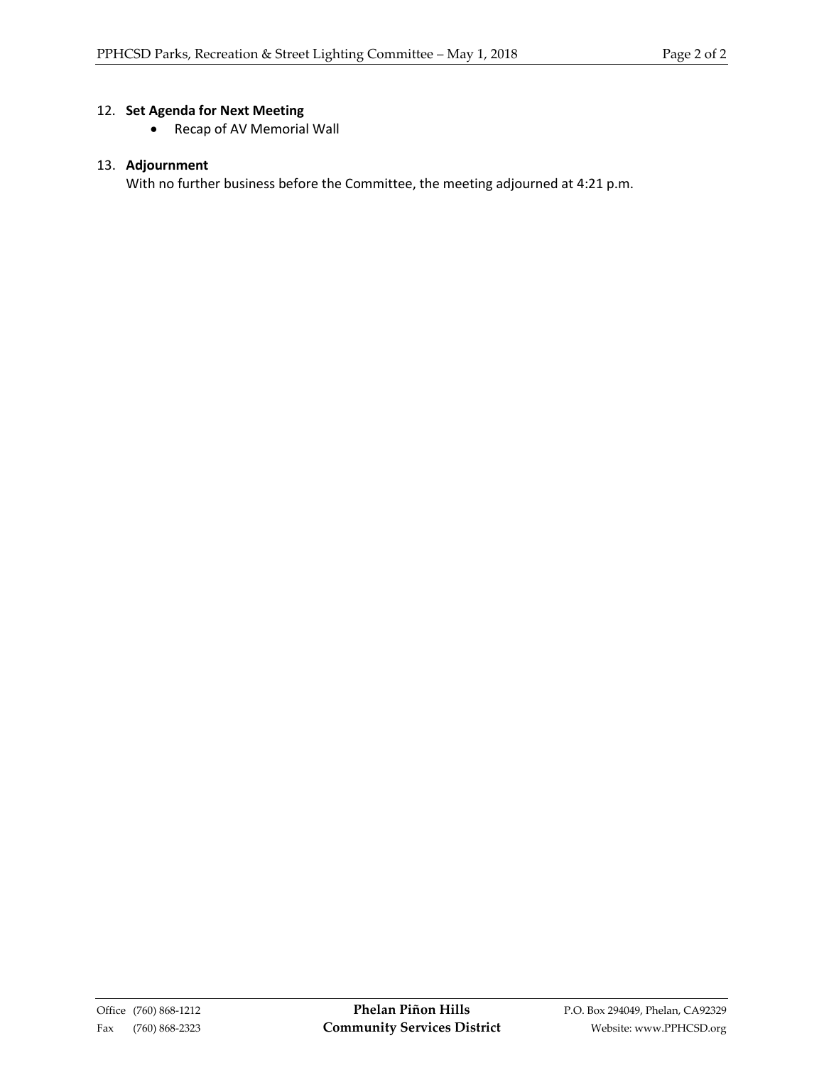12. **Set Agenda for Next Meeting**
    - Recap of AV Memorial Wall

13. **Adjournment**
    With no further business before the Committee, the meeting adjourned at 4:21 p.m.